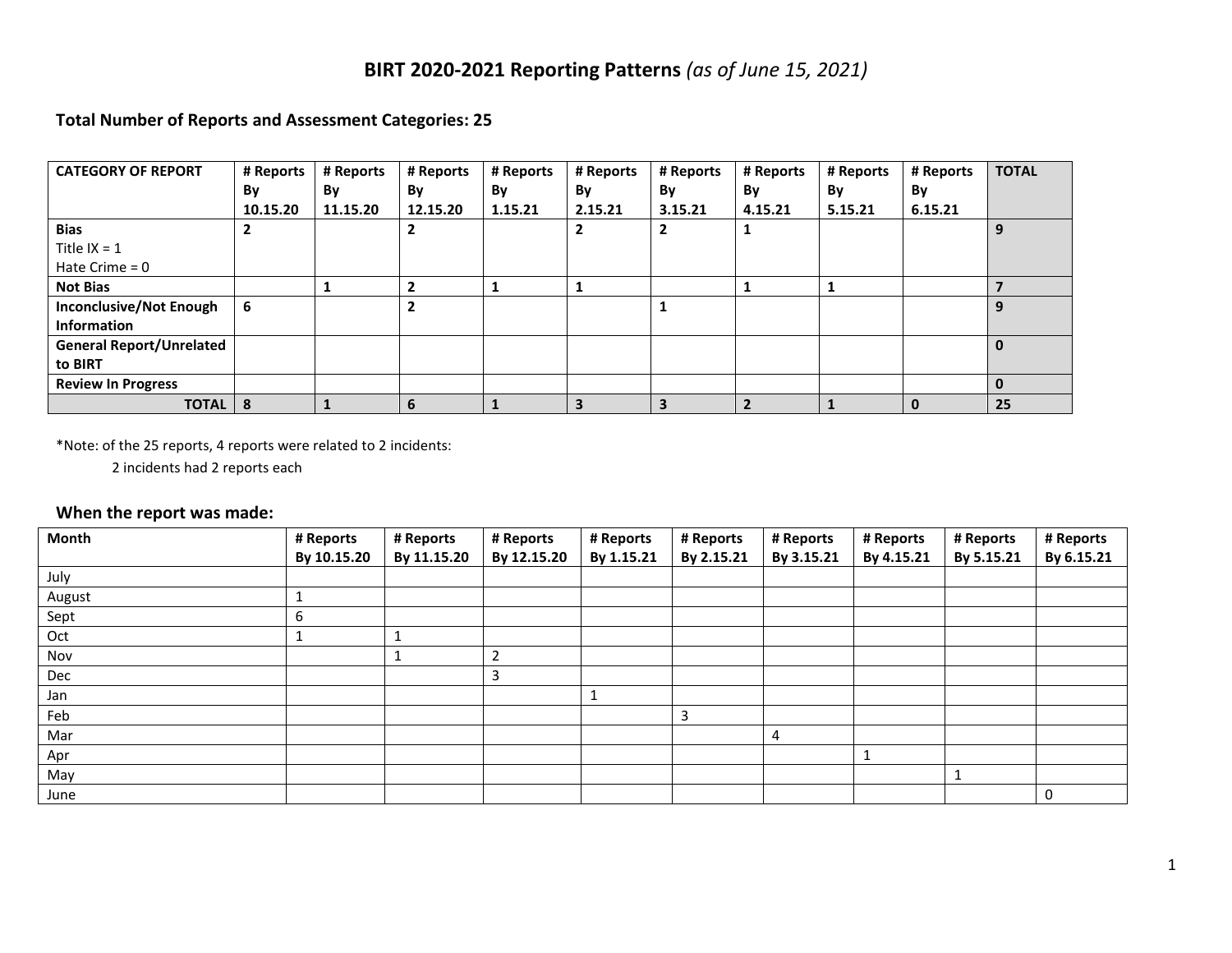# BIRT 2020-2021 Reporting Patterns *(as of June 15, 2021)*

### Total Number of Reports and Assessment Categories: 25

| CATEGORY OF REPORT | # Reports By 10.15.20 | # Reports By 11.15.20 | # Reports By 12.15.20 | # Reports By 1.15.21 | # Reports By 2.15.21 | # Reports By 3.15.21 | # Reports By 4.15.21 | # Reports By 5.15.21 | # Reports By 6.15.21 | TOTAL |
|---|---|---|---|---|---|---|---|---|---|---|
| **Bias**<br>Title IX = 1<br>Hate Crime = 0 | **2** | | **2** | | **2** | **2** | **1** | | | **9** |
| **Not Bias** | | **1** | **2** | **1** | **1** | | **1** | **1** | | **7** |
| **Inconclusive/Not Enough Information** | **6** | | **2** | | | **1** | | | | **9** |
| **General Report/Unrelated to BIRT** | | | | | | | | | | **0** |
| **Review In Progress** | | | | | | | | | | **0** |
| **TOTAL** | **8** | **1** | **6** | **1** | **3** | **3** | **2** | **1** | **0** | **25** |

*Note: of the 25 reports, 4 reports were related to 2 incidents:

2 incidents had 2 reports each

### When the report was made:

| Month | # Reports By 10.15.20 | # Reports By 11.15.20 | # Reports By 12.15.20 | # Reports By 1.15.21 | # Reports By 2.15.21 | # Reports By 3.15.21 | # Reports By 4.15.21 | # Reports By 5.15.21 | # Reports By 6.15.21 |
|---|---|---|---|---|---|---|---|---|---|
| July | | | | | | | | | |
| August | 1 | | | | | | | | |
| Sept | 6 | | | | | | | | |
| Oct | 1 | 1 | | | | | | | |
| Nov | | 1 | 2 | | | | | | |
| Dec | | | 3 | | | | | | |
| Jan | | | | 1 | | | | | |
| Feb | | | | | 3 | | | | |
| Mar | | | | | | 4 | | | |
| Apr | | | | | | | 1 | | |
| May | | | | | | | | 1 | |
| June | | | | | | | | | 0 |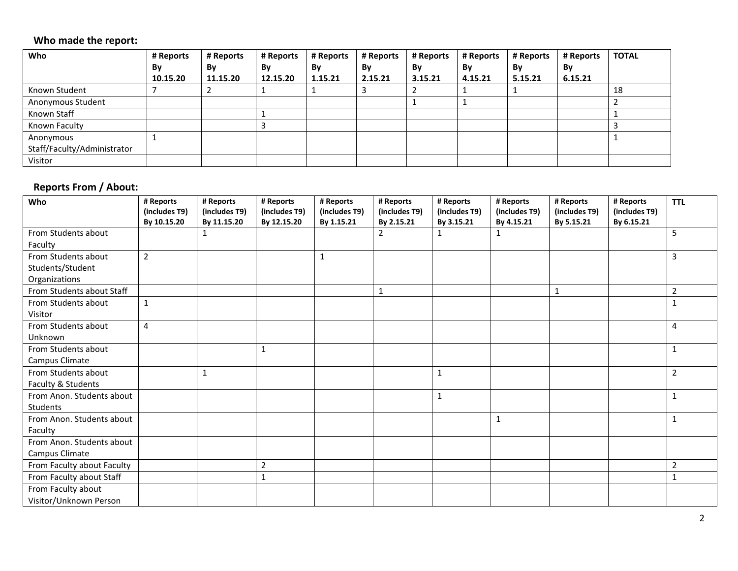### Who made the report:

| Who | # Reports By 10.15.20 | # Reports By 11.15.20 | # Reports By 12.15.20 | # Reports By 1.15.21 | # Reports By 2.15.21 | # Reports By 3.15.21 | # Reports By 4.15.21 | # Reports By 5.15.21 | # Reports By 6.15.21 | TOTAL |
|---|---|---|---|---|---|---|---|---|---|---|
| Known Student | 7 | 2 | 1 | 1 | 3 | 2 | 1 | 1 | | 18 |
| Anonymous Student | | | | | | 1 | 1 | | | 2 |
| Known Staff | | | 1 | | | | | | | 1 |
| Known Faculty | | | 3 | | | | | | | 3 |
| Anonymous Staff/Faculty/Administrator | 1 | | | | | | | | | 1 |
| Visitor | | | | | | | | | | |

### Reports From / About:

| Who | # Reports (includes T9) By 10.15.20 | # Reports (includes T9) By 11.15.20 | # Reports (includes T9) By 12.15.20 | # Reports (includes T9) By 1.15.21 | # Reports (includes T9) By 2.15.21 | # Reports (includes T9) By 3.15.21 | # Reports (includes T9) By 4.15.21 | # Reports (includes T9) By 5.15.21 | # Reports (includes T9) By 6.15.21 | TTL |
|---|---|---|---|---|---|---|---|---|---|---|
| From Students about Faculty | | 1 | | | 2 | 1 | 1 | | | 5 |
| From Students about Students/Student Organizations | 2 | | | 1 | | | | | | 3 |
| From Students about Staff | | | | | 1 | | | 1 | | 2 |
| From Students about Visitor | 1 | | | | | | | | | 1 |
| From Students about Unknown | 4 | | | | | | | | | 4 |
| From Students about Campus Climate | | | 1 | | | | | | | 1 |
| From Students about Faculty & Students | | 1 | | | | 1 | | | | 2 |
| From Anon. Students about Students | | | | | | 1 | | | | 1 |
| From Anon. Students about Faculty | | | | | | | 1 | | | 1 |
| From Anon. Students about Campus Climate | | | | | | | | | | |
| From Faculty about Faculty | | | 2 | | | | | | | 2 |
| From Faculty about Staff | | | 1 | | | | | | | 1 |
| From Faculty about Visitor/Unknown Person | | | | | | | | | | |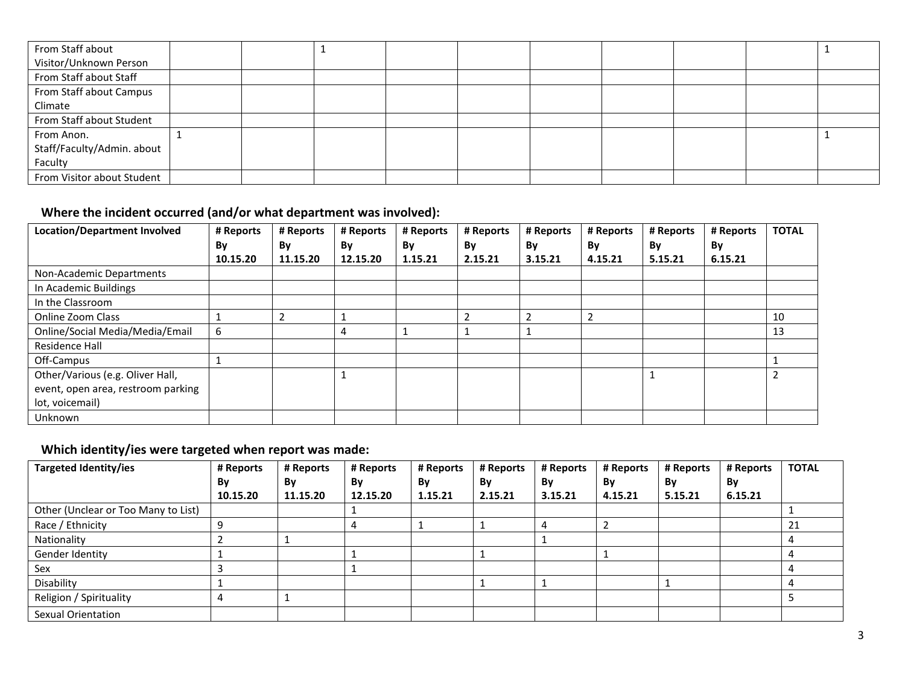| | | | | | | | | | | |
|---|---|---|---|---|---|---|---|---|---|---|
| From Staff about Visitor/Unknown Person | | | 1 | | | | | | | 1 |
| From Staff about Staff | | | | | | | | | | |
| From Staff about Campus Climate | | | | | | | | | | |
| From Staff about Student | | | | | | | | | | |
| From Anon. Staff/Faculty/Admin. about Faculty | 1 | | | | | | | | | 1 |
| From Visitor about Student | | | | | | | | | | |

### Where the incident occurred (and/or what department was involved):

| Location/Department Involved | # Reports By 10.15.20 | # Reports By 11.15.20 | # Reports By 12.15.20 | # Reports By 1.15.21 | # Reports By 2.15.21 | # Reports By 3.15.21 | # Reports By 4.15.21 | # Reports By 5.15.21 | # Reports By 6.15.21 | TOTAL |
|---|---|---|---|---|---|---|---|---|---|---|
| Non-Academic Departments | | | | | | | | | | |
| In Academic Buildings | | | | | | | | | | |
| In the Classroom | | | | | | | | | | |
| Online Zoom Class | 1 | 2 | 1 | | 2 | 2 | 2 | | | 10 |
| Online/Social Media/Media/Email | 6 | | 4 | 1 | 1 | 1 | | | | 13 |
| Residence Hall | | | | | | | | | | |
| Off-Campus | 1 | | | | | | | | | 1 |
| Other/Various (e.g. Oliver Hall, event, open area, restroom parking lot, voicemail) | | | 1 | | | | | 1 | | 2 |
| Unknown | | | | | | | | | | |

### Which identity/ies were targeted when report was made:

| Targeted Identity/ies | # Reports By 10.15.20 | # Reports By 11.15.20 | # Reports By 12.15.20 | # Reports By 1.15.21 | # Reports By 2.15.21 | # Reports By 3.15.21 | # Reports By 4.15.21 | # Reports By 5.15.21 | # Reports By 6.15.21 | TOTAL |
|---|---|---|---|---|---|---|---|---|---|---|
| Other (Unclear or Too Many to List) | | | 1 | | | | | | | 1 |
| Race / Ethnicity | 9 | | 4 | 1 | 1 | 4 | 2 | | | 21 |
| Nationality | 2 | 1 | | | | 1 | | | | 4 |
| Gender Identity | 1 | | 1 | | 1 | | 1 | | | 4 |
| Sex | 3 | | 1 | | | | | | | 4 |
| Disability | 1 | | | | 1 | 1 | | 1 | | 4 |
| Religion / Spirituality | 4 | 1 | | | | | | | | 5 |
| Sexual Orientation | | | | | | | | | | |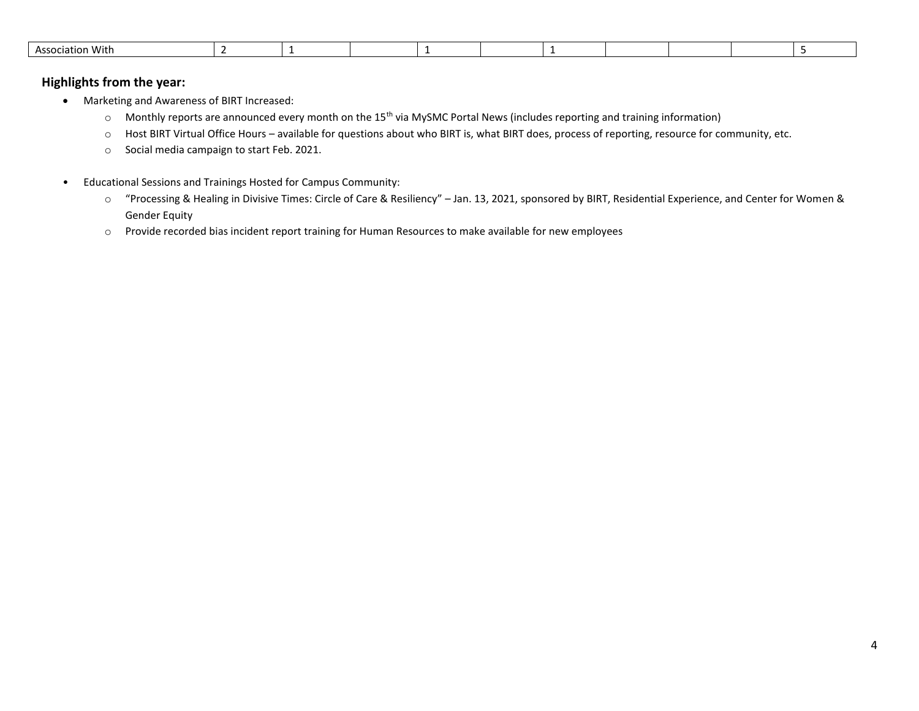| | | | | | | | | | | |
|---|---|---|---|---|---|---|---|---|---|---|
| Association With | 2 | 1 | | 1 | | 1 | | | | 5 |

## Highlights from the year:

- Marketing and Awareness of BIRT Increased:
  - Monthly reports are announced every month on the 15th via MySMC Portal News (includes reporting and training information)
  - Host BIRT Virtual Office Hours – available for questions about who BIRT is, what BIRT does, process of reporting, resource for community, etc.
  - Social media campaign to start Feb. 2021.

- Educational Sessions and Trainings Hosted for Campus Community:
  - "Processing & Healing in Divisive Times: Circle of Care & Resiliency" – Jan. 13, 2021, sponsored by BIRT, Residential Experience, and Center for Women & Gender Equity
  - Provide recorded bias incident report training for Human Resources to make available for new employees